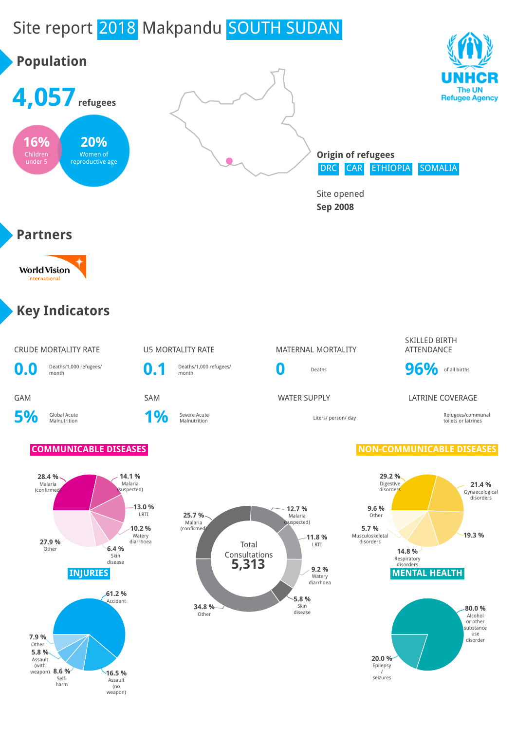# Site report 2018 Makpandu SOUTH SUDAN

## Population

**4,057** refugees

- **16%** Children under 5
- **20%** Women of reproductive age

**Origin of refugees**

DRC | CAR | ETHIOPIA | SOMALIA

Site opened
**Sep 2008**

UNHCR
The UN Refugee Agency

## Partners

World Vision International

## Key Indicators

| CRUDE MORTALITY RATE | U5 MORTALITY RATE | MATERNAL MORTALITY | SKILLED BIRTH ATTENDANCE |
|---|---|---|---|
| **0.0** Deaths/1,000 refugees/month | **0.1** Deaths/1,000 refugees/month | **0** Deaths | **96%** of all births |

| GAM | SAM | WATER SUPPLY | LATRINE COVERAGE |
|---|---|---|---|
| **5%** Global Acute Malnutrition | **1%** Severe Acute Malnutrition | Liters/ person/ day | Refugees/communal toilets or latrines |

### COMMUNICABLE DISEASES

- 28.4 % Malaria (confirmed)
- 14.1 % Malaria (suspected)
- 13.0 % LRTI
- 10.2 % Watery diarrhoea
- 6.4 % Skin disease
- 27.9 % Other

### Total Consultations 5,313

- 25.7 % Malaria (confirmed)
- 12.7 % Malaria (suspected)
- 11.8 % LRTI
- 9.2 % Watery diarrhoea
- 5.8 % Skin disease
- 34.8 % Other

### NON-COMMUNICABLE DISEASES

- 29.2 % Digestive disorders
- 21.4 % Gynaecological disorders
- 19.3 %
- 14.8 % Respiratory disorders
- 5.7 % Musculoskeletal disorders
- 9.6 % Other

### INJURIES

- 61.2 % Accident
- 16.5 % Assault (no weapon)
- 8.6 % Self-harm
- 5.8 % Assault (with weapon)
- 7.9 % Other

### MENTAL HEALTH

- 80.0 % Alcohol or other substance use disorder
- 20.0 % Epilepsy / seizures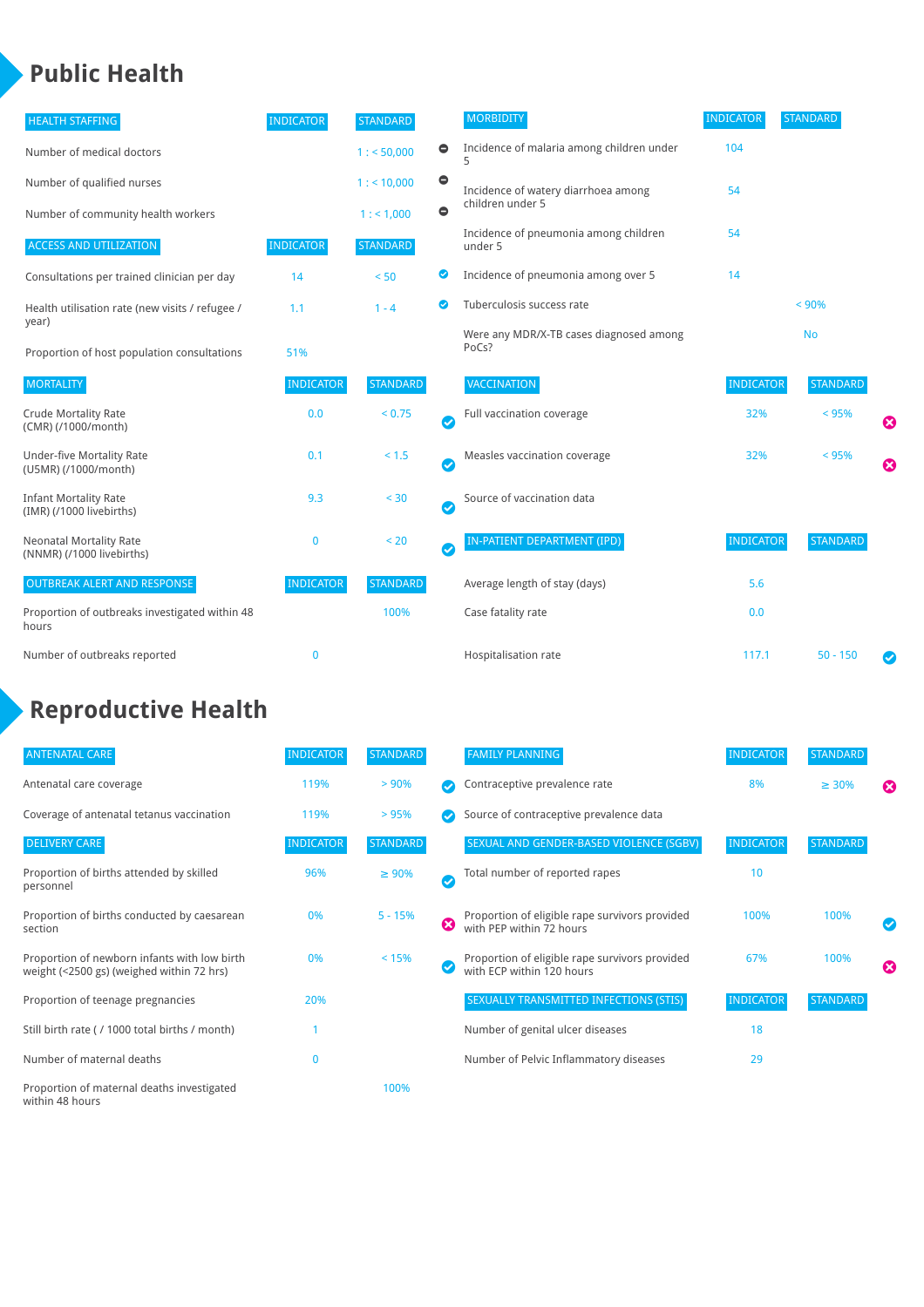# Public Health

| HEALTH STAFFING | INDICATOR | STANDARD | |
|---|---|---|---|
| Number of medical doctors | | 1 : < 50,000 | ⊖ |
| Number of qualified nurses | | 1 : < 10,000 | ⊖ |
| Number of community health workers | | 1 : < 1,000 | ⊖ |

| ACCESS AND UTILIZATION | INDICATOR | STANDARD | |
|---|---|---|---|
| Consultations per trained clinician per day | 14 | < 50 | ✔ |
| Health utilisation rate (new visits / refugee / year) | 1.1 | 1 - 4 | ✔ |
| Proportion of host population consultations | 51% | | |

| MORTALITY | INDICATOR | STANDARD | |
|---|---|---|---|
| Crude Mortality Rate (CMR) (/1000/month) | 0.0 | < 0.75 | ✔ |
| Under-five Mortality Rate (U5MR) (/1000/month) | 0.1 | < 1.5 | ✔ |
| Infant Mortality Rate (IMR) (/1000 livebirths) | 9.3 | < 30 | ✔ |
| Neonatal Mortality Rate (NNMR) (/1000 livebirths) | 0 | < 20 | ✔ |

| OUTBREAK ALERT AND RESPONSE | INDICATOR | STANDARD |
|---|---|---|
| Proportion of outbreaks investigated within 48 hours | | 100% |
| Number of outbreaks reported | 0 | |

| MORBIDITY | INDICATOR | STANDARD |
|---|---|---|
| Incidence of malaria among children under 5 | 104 | |
| Incidence of watery diarrhoea among children under 5 | 54 | |
| Incidence of pneumonia among children under 5 | 54 | |
| Incidence of pneumonia among over 5 | 14 | |
| Tuberculosis success rate | | < 90% |
| Were any MDR/X-TB cases diagnosed among PoCs? | | No |

| VACCINATION | INDICATOR | STANDARD | |
|---|---|---|---|
| Full vaccination coverage | 32% | < 95% | ✖ |
| Measles vaccination coverage | 32% | < 95% | ✖ |
| Source of vaccination data | | | |

| IN-PATIENT DEPARTMENT (IPD) | INDICATOR | STANDARD | |
|---|---|---|---|
| Average length of stay (days) | 5.6 | | |
| Case fatality rate | 0.0 | | |
| Hospitalisation rate | 117.1 | 50 - 150 | ✔ |

# Reproductive Health

| ANTENATAL CARE | INDICATOR | STANDARD | |
|---|---|---|---|
| Antenatal care coverage | 119% | > 90% | ✔ |
| Coverage of antenatal tetanus vaccination | 119% | > 95% | ✔ |

| DELIVERY CARE | INDICATOR | STANDARD | |
|---|---|---|---|
| Proportion of births attended by skilled personnel | 96% | ≥ 90% | ✔ |
| Proportion of births conducted by caesarean section | 0% | 5 - 15% | ✖ |
| Proportion of newborn infants with low birth weight (<2500 gs) (weighed within 72 hrs) | 0% | < 15% | ✔ |
| Proportion of teenage pregnancies | 20% | | |
| Still birth rate ( / 1000 total births / month) | 1 | | |
| Number of maternal deaths | 0 | | |
| Proportion of maternal deaths investigated within 48 hours | | 100% | |

| FAMILY PLANNING | INDICATOR | STANDARD | |
|---|---|---|---|
| Contraceptive prevalence rate | 8% | ≥ 30% | ✖ |
| Source of contraceptive prevalence data | | | |

| SEXUAL AND GENDER-BASED VIOLENCE (SGBV) | INDICATOR | STANDARD | |
|---|---|---|---|
| Total number of reported rapes | 10 | | |
| Proportion of eligible rape survivors provided with PEP within 72 hours | 100% | 100% | ✔ |
| Proportion of eligible rape survivors provided with ECP within 120 hours | 67% | 100% | ✖ |

| SEXUALLY TRANSMITTED INFECTIONS (STIS) | INDICATOR | STANDARD |
|---|---|---|
| Number of genital ulcer diseases | 18 | |
| Number of Pelvic Inflammatory diseases | 29 | |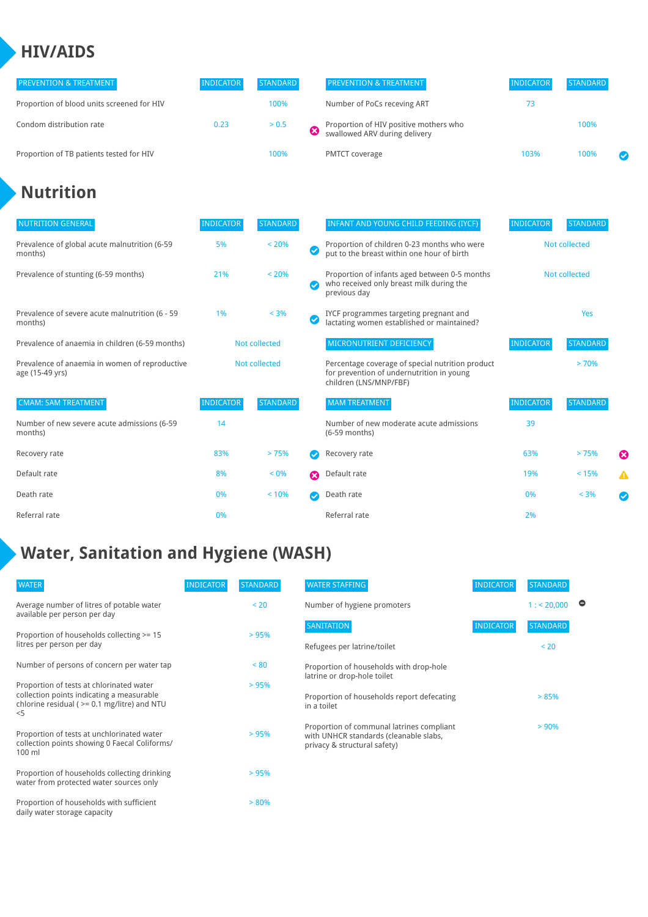# HIV/AIDS

| PREVENTION & TREATMENT | INDICATOR | STANDARD |
| --- | --- | --- |
| Proportion of blood units screened for HIV | | 100% |
| Condom distribution rate | 0.23 | > 0.5 |
| Proportion of TB patients tested for HIV | | 100% |

| PREVENTION & TREATMENT | INDICATOR | STANDARD |
| --- | --- | --- |
| Number of PoCs receving ART | 73 | |
| Proportion of HIV positive mothers who swallowed ARV during delivery | | 100% |
| PMTCT coverage | 103% | 100% |

# Nutrition

| NUTRITION GENERAL | INDICATOR | STANDARD |
| --- | --- | --- |
| Prevalence of global acute malnutrition (6-59 months) | 5% | < 20% |
| Prevalence of stunting (6-59 months) | 21% | < 20% |
| Prevalence of severe acute malnutrition (6 - 59 months) | 1% | < 3% |
| Prevalence of anaemia in children (6-59 months) | Not collected | |
| Prevalence of anaemia in women of reproductive age (15-49 yrs) | Not collected | |

| INFANT AND YOUNG CHILD FEEDING (IYCF) | INDICATOR | STANDARD |
| --- | --- | --- |
| Proportion of children 0-23 months who were put to the breast within one hour of birth | Not collected | |
| Proportion of infants aged between 0-5 months who received only breast milk during the previous day | Not collected | |
| IYCF programmes targeting pregnant and lactating women established or maintained? | | Yes |

| MICRONUTRIENT DEFICIENCY | INDICATOR | STANDARD |
| --- | --- | --- |
| Percentage coverage of special nutrition product for prevention of undernutrition in young children (LNS/MNP/FBF) | | > 70% |

| CMAM: SAM TREATMENT | INDICATOR | STANDARD |
| --- | --- | --- |
| Number of new severe acute admissions (6-59 months) | 14 | |
| Recovery rate | 83% | > 75% |
| Default rate | 8% | < 0% |
| Death rate | 0% | < 10% |
| Referral rate | 0% | |

| MAM TREATMENT | INDICATOR | STANDARD |
| --- | --- | --- |
| Number of new moderate acute admissions (6-59 months) | 39 | |
| Recovery rate | 63% | > 75% |
| Default rate | 19% | < 15% |
| Death rate | 0% | < 3% |
| Referral rate | 2% | |

# Water, Sanitation and Hygiene (WASH)

| WATER | INDICATOR | STANDARD |
| --- | --- | --- |
| Average number of litres of potable water available per person per day | | < 20 |
| Proportion of households collecting >= 15 litres per person per day | | > 95% |
| Number of persons of concern per water tap | | < 80 |
| Proportion of tests at chlorinated water collection points indicating a measurable chlorine residual ( >= 0.1 mg/litre) and NTU <5 | | > 95% |
| Proportion of tests at unchlorinated water collection points showing 0 Faecal Coliforms/ 100 ml | | > 95% |
| Proportion of households collecting drinking water from protected water sources only | | > 95% |
| Proportion of households with sufficient daily water storage capacity | | > 80% |

| WATER STAFFING | INDICATOR | STANDARD |
| --- | --- | --- |
| Number of hygiene promoters | | 1 : < 20,000 |

| SANITATION | INDICATOR | STANDARD |
| --- | --- | --- |
| Refugees per latrine/toilet | | < 20 |
| Proportion of households with drop-hole latrine or drop-hole toilet | | |
| Proportion of households report defecating in a toilet | | > 85% |
| Proportion of communal latrines compliant with UNHCR standards (cleanable slabs, privacy & structural safety) | | > 90% |